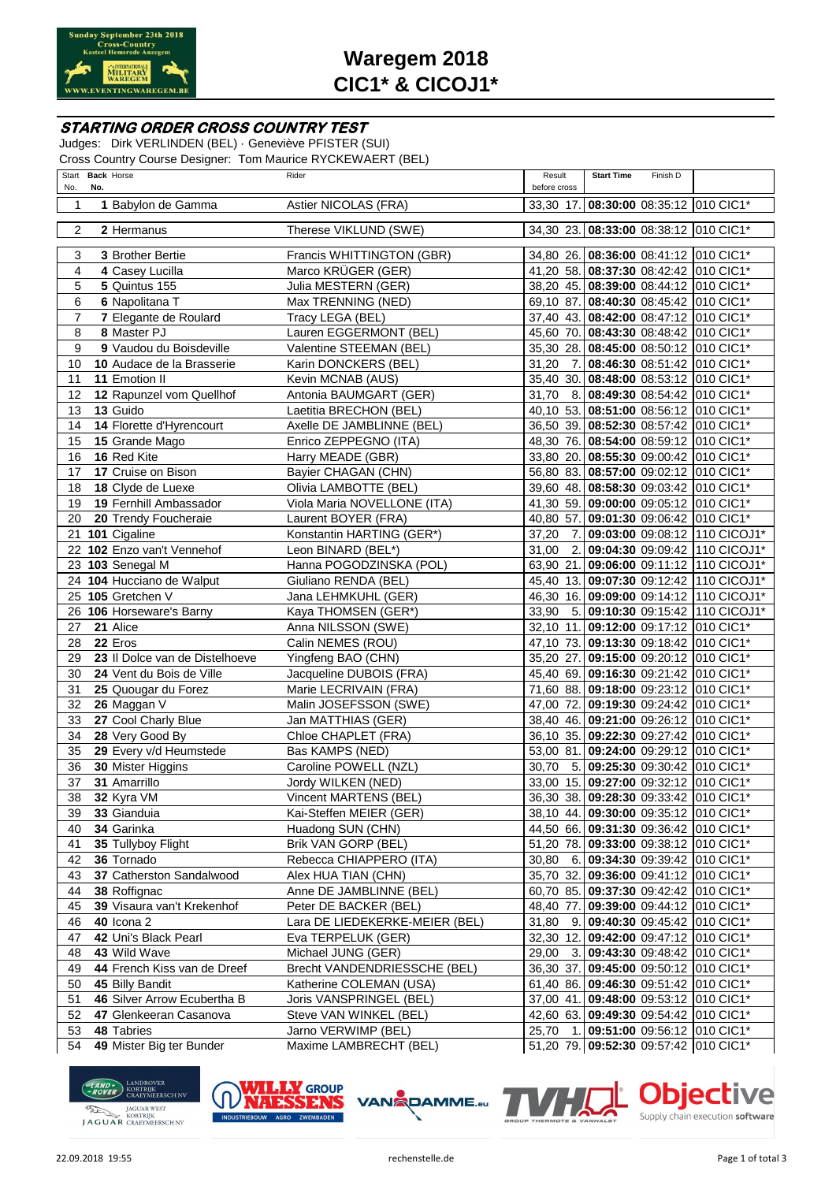# Waregem 2018
## CIC1* & CICOJ1*

### STARTING ORDER CROSS COUNTRY TEST

Judges: Dirk VERLINDEN (BEL) · Geneviève PFISTER (SUI)
Cross Country Course Designer: Tom Maurice RYCKEWAERT (BEL)

| Start No. | Back No. | Horse | Rider | Result before cross | | Start Time | Finish D | |
|---|---|---|---|---|---|---|---|---|
| 1 | 1 | Babylon de Gamma | Astier NICOLAS (FRA) | 33,30 | 17. | 08:30:00 | 08:35:12 | 010 CIC1* |
| 2 | 2 | Hermanus | Therese VIKLUND (SWE) | 34,30 | 23. | 08:33:00 | 08:38:12 | 010 CIC1* |
| 3 | 3 | Brother Bertie | Francis WHITTINGTON (GBR) | 34,80 | 26. | 08:36:00 | 08:41:12 | 010 CIC1* |
| 4 | 4 | Casey Lucilla | Marco KRÜGER (GER) | 41,20 | 58. | 08:37:30 | 08:42:42 | 010 CIC1* |
| 5 | 5 | Quintus 155 | Julia MESTERN (GER) | 38,20 | 45. | 08:39:00 | 08:44:12 | 010 CIC1* |
| 6 | 6 | Napolitana T | Max TRENNING (NED) | 69,10 | 87. | 08:40:30 | 08:45:42 | 010 CIC1* |
| 7 | 7 | Elegante de Roulard | Tracy LEGA (BEL) | 37,40 | 43. | 08:42:00 | 08:47:12 | 010 CIC1* |
| 8 | 8 | Master PJ | Lauren EGGERMONT (BEL) | 45,60 | 70. | 08:43:30 | 08:48:42 | 010 CIC1* |
| 9 | 9 | Vaudou du Boisdeville | Valentine STEEMAN (BEL) | 35,30 | 28. | 08:45:00 | 08:50:12 | 010 CIC1* |
| 10 | 10 | Audace de la Brasserie | Karin DONCKERS (BEL) | 31,20 | 7. | 08:46:30 | 08:51:42 | 010 CIC1* |
| 11 | 11 | Emotion II | Kevin MCNAB (AUS) | 35,40 | 30. | 08:48:00 | 08:53:12 | 010 CIC1* |
| 12 | 12 | Rapunzel vom Quellhof | Antonia BAUMGART (GER) | 31,70 | 8. | 08:49:30 | 08:54:42 | 010 CIC1* |
| 13 | 13 | Guido | Laetitia BRECHON (BEL) | 40,10 | 53. | 08:51:00 | 08:56:12 | 010 CIC1* |
| 14 | 14 | Florette d'Hyrencourt | Axelle DE JAMBLINNE (BEL) | 36,50 | 39. | 08:52:30 | 08:57:42 | 010 CIC1* |
| 15 | 15 | Grande Mago | Enrico ZEPPEGNO (ITA) | 48,30 | 76. | 08:54:00 | 08:59:12 | 010 CIC1* |
| 16 | 16 | Red Kite | Harry MEADE (GBR) | 33,80 | 20. | 08:55:30 | 09:00:42 | 010 CIC1* |
| 17 | 17 | Cruise on Bison | Bayier CHAGAN (CHN) | 56,80 | 83. | 08:57:00 | 09:02:12 | 010 CIC1* |
| 18 | 18 | Clyde de Luexe | Olivia LAMBOTTE (BEL) | 39,60 | 48. | 08:58:30 | 09:03:42 | 010 CIC1* |
| 19 | 19 | Fernhill Ambassador | Viola Maria NOVELLONE (ITA) | 41,30 | 59. | 09:00:00 | 09:05:12 | 010 CIC1* |
| 20 | 20 | Trendy Foucheraie | Laurent BOYER (FRA) | 40,80 | 57. | 09:01:30 | 09:06:42 | 010 CIC1* |
| 21 | 101 | Cigaline | Konstantin HARTING (GER*) | 37,20 | 7. | 09:03:00 | 09:08:12 | 110 CICOJ1* |
| 22 | 102 | Enzo van't Vennehof | Leon BINARD (BEL*) | 31,00 | 2. | 09:04:30 | 09:09:42 | 110 CICOJ1* |
| 23 | 103 | Senegal M | Hanna POGODZINSKA (POL) | 63,90 | 21. | 09:06:00 | 09:11:12 | 110 CICOJ1* |
| 24 | 104 | Hucciano de Walput | Giuliano RENDA (BEL) | 45,40 | 13. | 09:07:30 | 09:12:42 | 110 CICOJ1* |
| 25 | 105 | Gretchen V | Jana LEHMKUHL (GER) | 46,30 | 16. | 09:09:00 | 09:14:12 | 110 CICOJ1* |
| 26 | 106 | Horseware's Barny | Kaya THOMSEN (GER*) | 33,90 | 5. | 09:10:30 | 09:15:42 | 110 CICOJ1* |
| 27 | 21 | Alice | Anna NILSSON (SWE) | 32,10 | 11. | 09:12:00 | 09:17:12 | 010 CIC1* |
| 28 | 22 | Eros | Calin NEMES (ROU) | 47,10 | 73. | 09:13:30 | 09:18:42 | 010 CIC1* |
| 29 | 23 | Il Dolce van de Distelhoeve | Yingfeng BAO (CHN) | 35,20 | 27. | 09:15:00 | 09:20:12 | 010 CIC1* |
| 30 | 24 | Vent du Bois de Ville | Jacqueline DUBOIS (FRA) | 45,40 | 69. | 09:16:30 | 09:21:42 | 010 CIC1* |
| 31 | 25 | Quougar du Forez | Marie LECRIVAIN (FRA) | 71,60 | 88. | 09:18:00 | 09:23:12 | 010 CIC1* |
| 32 | 26 | Maggan V | Malin JOSEFSSON (SWE) | 47,00 | 72. | 09:19:30 | 09:24:42 | 010 CIC1* |
| 33 | 27 | Cool Charly Blue | Jan MATTHIAS (GER) | 38,40 | 46. | 09:21:00 | 09:26:12 | 010 CIC1* |
| 34 | 28 | Very Good By | Chloe CHAPLET (FRA) | 36,10 | 35. | 09:22:30 | 09:27:42 | 010 CIC1* |
| 35 | 29 | Every v/d Heumstede | Bas KAMPS (NED) | 53,00 | 81. | 09:24:00 | 09:29:12 | 010 CIC1* |
| 36 | 30 | Mister Higgins | Caroline POWELL (NZL) | 30,70 | 5. | 09:25:30 | 09:30:42 | 010 CIC1* |
| 37 | 31 | Amarrillo | Jordy WILKEN (NED) | 33,00 | 15. | 09:27:00 | 09:32:12 | 010 CIC1* |
| 38 | 32 | Kyra VM | Vincent MARTENS (BEL) | 36,30 | 38. | 09:28:30 | 09:33:42 | 010 CIC1* |
| 39 | 33 | Gianduia | Kai-Steffen MEIER (GER) | 38,10 | 44. | 09:30:00 | 09:35:12 | 010 CIC1* |
| 40 | 34 | Garinka | Huadong SUN (CHN) | 44,50 | 66. | 09:31:30 | 09:36:42 | 010 CIC1* |
| 41 | 35 | Tullyboy Flight | Brik VAN GORP (BEL) | 51,20 | 78. | 09:33:00 | 09:38:12 | 010 CIC1* |
| 42 | 36 | Tornado | Rebecca CHIAPPERO (ITA) | 30,80 | 6. | 09:34:30 | 09:39:42 | 010 CIC1* |
| 43 | 37 | Catherston Sandalwood | Alex HUA TIAN (CHN) | 35,70 | 32. | 09:36:00 | 09:41:12 | 010 CIC1* |
| 44 | 38 | Roffignac | Anne DE JAMBLINNE (BEL) | 60,70 | 85. | 09:37:30 | 09:42:42 | 010 CIC1* |
| 45 | 39 | Visaura van't Krekenhof | Peter DE BACKER (BEL) | 48,40 | 77. | 09:39:00 | 09:44:12 | 010 CIC1* |
| 46 | 40 | Icona 2 | Lara DE LIEDEKERKE-MEIER (BEL) | 31,80 | 9. | 09:40:30 | 09:45:42 | 010 CIC1* |
| 47 | 42 | Uni's Black Pearl | Eva TERPELUK (GER) | 32,30 | 12. | 09:42:00 | 09:47:12 | 010 CIC1* |
| 48 | 43 | Wild Wave | Michael JUNG (GER) | 29,00 | 3. | 09:43:30 | 09:48:42 | 010 CIC1* |
| 49 | 44 | French Kiss van de Dreef | Brecht VANDENDRIESSCHE (BEL) | 36,30 | 37. | 09:45:00 | 09:50:12 | 010 CIC1* |
| 50 | 45 | Billy Bandit | Katherine COLEMAN (USA) | 61,40 | 86. | 09:46:30 | 09:51:42 | 010 CIC1* |
| 51 | 46 | Silver Arrow Ecubertha B | Joris VANSPRINGEL (BEL) | 37,00 | 41. | 09:48:00 | 09:53:12 | 010 CIC1* |
| 52 | 47 | Glenkeeran Casanova | Steve VAN WINKEL (BEL) | 42,60 | 63. | 09:49:30 | 09:54:42 | 010 CIC1* |
| 53 | 48 | Tabries | Jarno VERWIMP (BEL) | 25,70 | 1. | 09:51:00 | 09:56:12 | 010 CIC1* |
| 54 | 49 | Mister Big ter Bunder | Maxime LAMBRECHT (BEL) | 51,20 | 79. | 09:52:30 | 09:57:42 | 010 CIC1* |

22.09.2018 19:55 · rechenstelle.de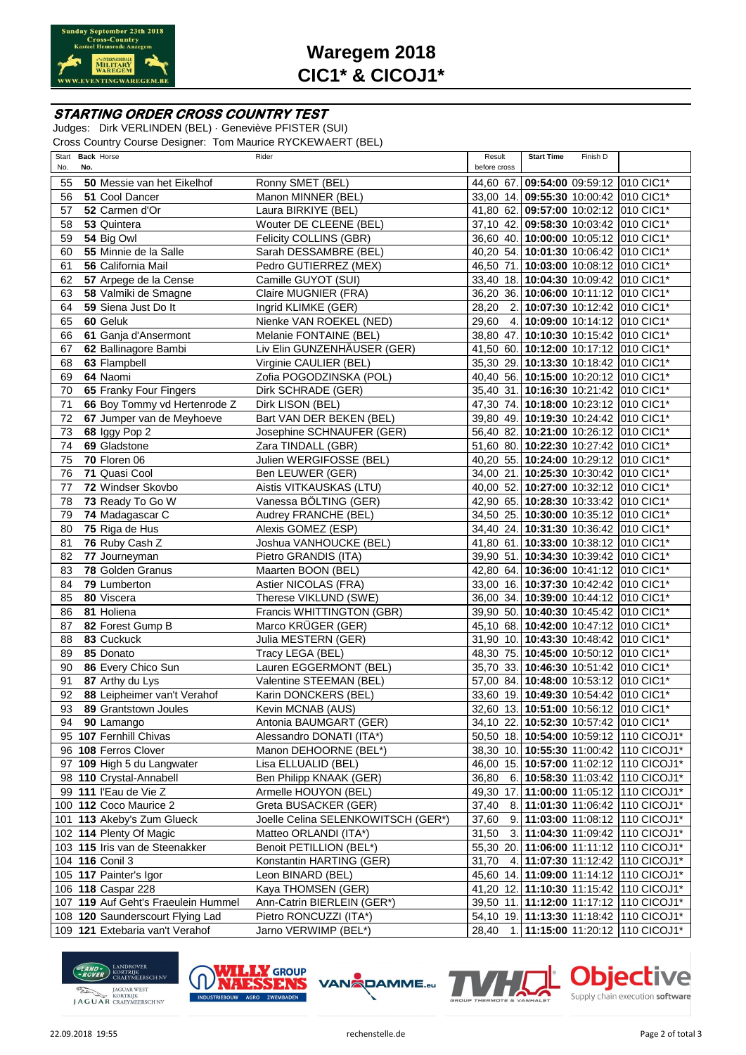# Waregem 2018
# CIC1* & CICOJ1*

## STARTING ORDER CROSS COUNTRY TEST

Judges: Dirk VERLINDEN (BEL) · Geneviève PFISTER (SUI)
Cross Country Course Designer: Tom Maurice RYCKEWAERT (BEL)

| Start No. | Back No. | Horse | Rider | Result before cross | | Start Time | Finish D | |
|---|---|---|---|---|---|---|---|---|
| 55 | 50 | Messie van het Eikelhof | Ronny SMET (BEL) | 44,60 | 67. | 09:54:00 | 09:59:12 | 010 CIC1* |
| 56 | 51 | Cool Dancer | Manon MINNER (BEL) | 33,00 | 14. | 09:55:30 | 10:00:42 | 010 CIC1* |
| 57 | 52 | Carmen d'Or | Laura BIRKIYE (BEL) | 41,80 | 62. | 09:57:00 | 10:02:12 | 010 CIC1* |
| 58 | 53 | Quintera | Wouter DE CLEENE (BEL) | 37,10 | 42. | 09:58:30 | 10:03:42 | 010 CIC1* |
| 59 | 54 | Big Owl | Felicity COLLINS (GBR) | 36,60 | 40. | 10:00:00 | 10:05:12 | 010 CIC1* |
| 60 | 55 | Minnie de la Salle | Sarah DESSAMBRE (BEL) | 40,20 | 54. | 10:01:30 | 10:06:42 | 010 CIC1* |
| 61 | 56 | California Mail | Pedro GUTIERREZ (MEX) | 46,50 | 71. | 10:03:00 | 10:08:12 | 010 CIC1* |
| 62 | 57 | Arpege de la Cense | Camille GUYOT (SUI) | 33,40 | 18. | 10:04:30 | 10:09:42 | 010 CIC1* |
| 63 | 58 | Valmiki de Smagne | Claire MUGNIER (FRA) | 36,20 | 36. | 10:06:00 | 10:11:12 | 010 CIC1* |
| 64 | 59 | Siena Just Do It | Ingrid KLIMKE (GER) | 28,20 | 2. | 10:07:30 | 10:12:42 | 010 CIC1* |
| 65 | 60 | Geluk | Nienke VAN ROEKEL (NED) | 29,60 | 4. | 10:09:00 | 10:14:12 | 010 CIC1* |
| 66 | 61 | Ganja d'Ansermont | Melanie FONTAINE (BEL) | 38,80 | 47. | 10:10:30 | 10:15:42 | 010 CIC1* |
| 67 | 62 | Ballinagore Bambi | Liv Elin GUNZENHÄUSER (GER) | 41,50 | 60. | 10:12:00 | 10:17:12 | 010 CIC1* |
| 68 | 63 | Flampbell | Virginie CAULIER (BEL) | 35,30 | 29. | 10:13:30 | 10:18:42 | 010 CIC1* |
| 69 | 64 | Naomi | Zofia POGODZINSKA (POL) | 40,40 | 56. | 10:15:00 | 10:20:12 | 010 CIC1* |
| 70 | 65 | Franky Four Fingers | Dirk SCHRADE (GER) | 35,40 | 31. | 10:16:30 | 10:21:42 | 010 CIC1* |
| 71 | 66 | Boy Tommy vd Hertenrode Z | Dirk LISON (BEL) | 47,30 | 74. | 10:18:00 | 10:23:12 | 010 CIC1* |
| 72 | 67 | Jumper van de Meyhoeve | Bart VAN DER BEKEN (BEL) | 39,80 | 49. | 10:19:30 | 10:24:42 | 010 CIC1* |
| 73 | 68 | Iggy Pop 2 | Josephine SCHNAUFER (GER) | 56,40 | 82. | 10:21:00 | 10:26:12 | 010 CIC1* |
| 74 | 69 | Gladstone | Zara TINDALL (GBR) | 51,60 | 80. | 10:22:30 | 10:27:42 | 010 CIC1* |
| 75 | 70 | Floren 06 | Julien WERGIFOSSE (BEL) | 40,20 | 55. | 10:24:00 | 10:29:12 | 010 CIC1* |
| 76 | 71 | Quasi Cool | Ben LEUWER (GER) | 34,00 | 21. | 10:25:30 | 10:30:42 | 010 CIC1* |
| 77 | 72 | Windser Skovbo | Aistis VITKAUSKAS (LTU) | 40,00 | 52. | 10:27:00 | 10:32:12 | 010 CIC1* |
| 78 | 73 | Ready To Go W | Vanessa BÖLTING (GER) | 42,90 | 65. | 10:28:30 | 10:33:42 | 010 CIC1* |
| 79 | 74 | Madagascar C | Audrey FRANCHE (BEL) | 34,50 | 25. | 10:30:00 | 10:35:12 | 010 CIC1* |
| 80 | 75 | Riga de Hus | Alexis GOMEZ (ESP) | 34,40 | 24. | 10:31:30 | 10:36:42 | 010 CIC1* |
| 81 | 76 | Ruby Cash Z | Joshua VANHOUCKE (BEL) | 41,80 | 61. | 10:33:00 | 10:38:12 | 010 CIC1* |
| 82 | 77 | Journeyman | Pietro GRANDIS (ITA) | 39,90 | 51. | 10:34:30 | 10:39:42 | 010 CIC1* |
| 83 | 78 | Golden Granus | Maarten BOON (BEL) | 42,80 | 64. | 10:36:00 | 10:41:12 | 010 CIC1* |
| 84 | 79 | Lumberton | Astier NICOLAS (FRA) | 33,00 | 16. | 10:37:30 | 10:42:42 | 010 CIC1* |
| 85 | 80 | Viscera | Therese VIKLUND (SWE) | 36,00 | 34. | 10:39:00 | 10:44:12 | 010 CIC1* |
| 86 | 81 | Holiena | Francis WHITTINGTON (GBR) | 39,90 | 50. | 10:40:30 | 10:45:42 | 010 CIC1* |
| 87 | 82 | Forest Gump B | Marco KRÜGER (GER) | 45,10 | 68. | 10:42:00 | 10:47:12 | 010 CIC1* |
| 88 | 83 | Cuckuck | Julia MESTERN (GER) | 31,90 | 10. | 10:43:30 | 10:48:42 | 010 CIC1* |
| 89 | 85 | Donato | Tracy LEGA (BEL) | 48,30 | 75. | 10:45:00 | 10:50:12 | 010 CIC1* |
| 90 | 86 | Every Chico Sun | Lauren EGGERMONT (BEL) | 35,70 | 33. | 10:46:30 | 10:51:42 | 010 CIC1* |
| 91 | 87 | Arthy du Lys | Valentine STEEMAN (BEL) | 57,00 | 84. | 10:48:00 | 10:53:12 | 010 CIC1* |
| 92 | 88 | Leipheimer van't Verahof | Karin DONCKERS (BEL) | 33,60 | 19. | 10:49:30 | 10:54:42 | 010 CIC1* |
| 93 | 89 | Grantstown Joules | Kevin MCNAB (AUS) | 32,60 | 13. | 10:51:00 | 10:56:12 | 010 CIC1* |
| 94 | 90 | Lamango | Antonia BAUMGART (GER) | 34,10 | 22. | 10:52:30 | 10:57:42 | 010 CIC1* |
| 95 | 107 | Fernhill Chivas | Alessandro DONATI (ITA*) | 50,50 | 18. | 10:54:00 | 10:59:12 | 110 CICOJ1* |
| 96 | 108 | Ferros Clover | Manon DEHOORNE (BEL*) | 38,30 | 10. | 10:55:30 | 11:00:42 | 110 CICOJ1* |
| 97 | 109 | High 5 du Langwater | Lisa ELLUALID (BEL) | 46,00 | 15. | 10:57:00 | 11:02:12 | 110 CICOJ1* |
| 98 | 110 | Crystal-Annabell | Ben Philipp KNAAK (GER) | 36,80 | 6. | 10:58:30 | 11:03:42 | 110 CICOJ1* |
| 99 | 111 | l'Eau de Vie Z | Armelle HOUYON (BEL) | 49,30 | 17. | 11:00:00 | 11:05:12 | 110 CICOJ1* |
| 100 | 112 | Coco Maurice 2 | Greta BUSACKER (GER) | 37,40 | 8. | 11:01:30 | 11:06:42 | 110 CICOJ1* |
| 101 | 113 | Akeby's Zum Glueck | Joelle Celina SELENKOWITSCH (GER*) | 37,60 | 9. | 11:03:00 | 11:08:12 | 110 CICOJ1* |
| 102 | 114 | Plenty Of Magic | Matteo ORLANDI (ITA*) | 31,50 | 3. | 11:04:30 | 11:09:42 | 110 CICOJ1* |
| 103 | 115 | Iris van de Steenakker | Benoit PETILLION (BEL*) | 55,30 | 20. | 11:06:00 | 11:11:12 | 110 CICOJ1* |
| 104 | 116 | Conil 3 | Konstantin HARTING (GER) | 31,70 | 4. | 11:07:30 | 11:12:42 | 110 CICOJ1* |
| 105 | 117 | Painter's Igor | Leon BINARD (BEL) | 45,60 | 14. | 11:09:00 | 11:14:12 | 110 CICOJ1* |
| 106 | 118 | Caspar 228 | Kaya THOMSEN (GER) | 41,20 | 12. | 11:10:30 | 11:15:42 | 110 CICOJ1* |
| 107 | 119 | Auf Geht's Fraeulein Hummel | Ann-Catrin BIERLEIN (GER*) | 39,50 | 11. | 11:12:00 | 11:17:12 | 110 CICOJ1* |
| 108 | 120 | Saunderscourt Flying Lad | Pietro RONCUZZI (ITA*) | 54,10 | 19. | 11:13:30 | 11:18:42 | 110 CICOJ1* |
| 109 | 121 | Extebaria van't Verahof | Jarno VERWIMP (BEL*) | 28,40 | 1. | 11:15:00 | 11:20:12 | 110 CICOJ1* |

22.09.2018 19:55 rechenstelle.de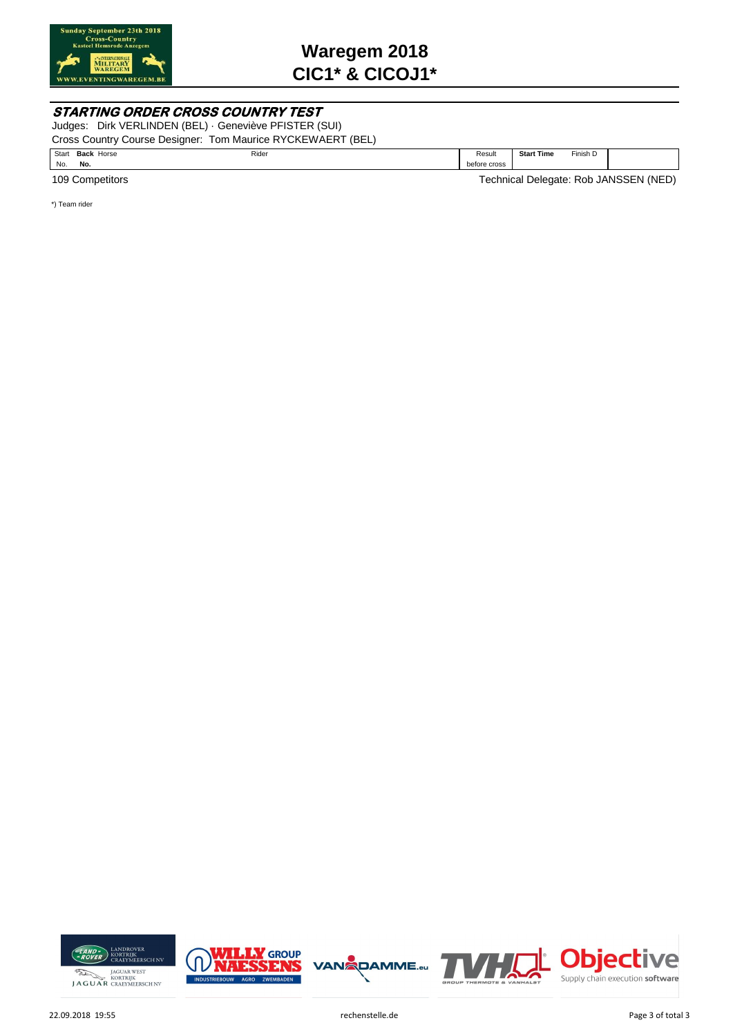# Waregem 2018
# CIC1* & CICOJ1*

## *STARTING ORDER CROSS COUNTRY TEST*

Judges: Dirk VERLINDEN (BEL) · Geneviève PFISTER (SUI)

Cross Country Course Designer: Tom Maurice RYCKEWAERT (BEL)

| Start No. | **Back No.** Horse | Rider | Result before cross | **Start Time** | Finish D | |
|---|---|---|---|---|---|---|

109 Competitors

Technical Delegate: Rob JANSSEN (NED)

*) Team rider